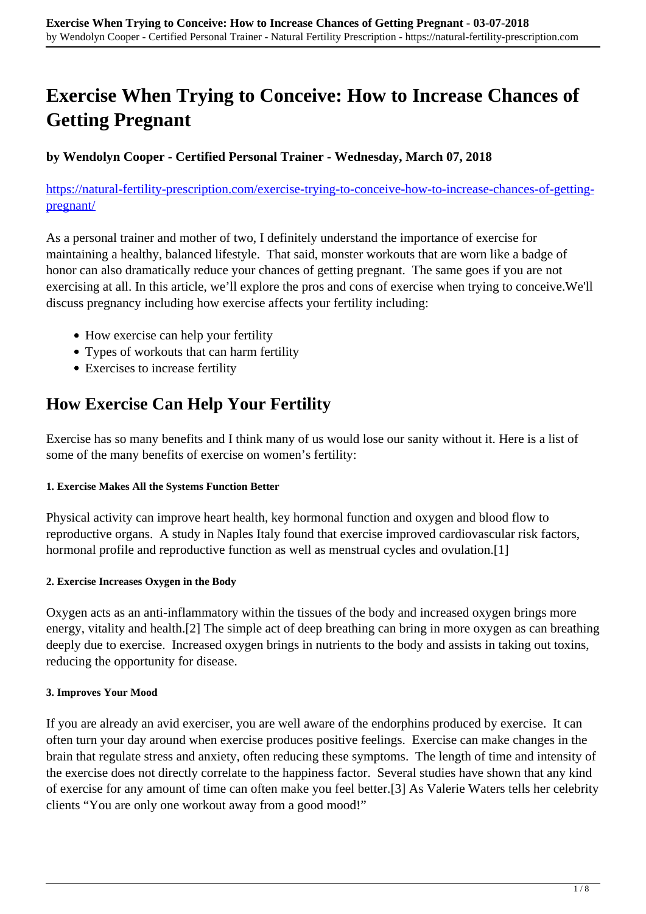# Exercise When Trying to Conceive: How to Increase Chances of Getting Pregnant

**by Wendolyn Cooper - Certified Personal Trainer - Wednesday, March 07, 2018**

https://natural-fertility-prescription.com/exercise-trying-to-conceive-how-to-increase-chances-of-getting-pregnant/

As a personal trainer and mother of two, I definitely understand the importance of exercise for maintaining a healthy, balanced lifestyle. That said, monster workouts that are worn like a badge of honor can also dramatically reduce your chances of getting pregnant. The same goes if you are not exercising at all. In this article, we'll explore the pros and cons of exercise when trying to conceive.We'll discuss pregnancy including how exercise affects your fertility including:

- How exercise can help your fertility
- Types of workouts that can harm fertility
- Exercises to increase fertility

## How Exercise Can Help Your Fertility

Exercise has so many benefits and I think many of us would lose our sanity without it. Here is a list of some of the many benefits of exercise on women's fertility:

#### 1. Exercise Makes All the Systems Function Better

Physical activity can improve heart health, key hormonal function and oxygen and blood flow to reproductive organs. A study in Naples Italy found that exercise improved cardiovascular risk factors, hormonal profile and reproductive function as well as menstrual cycles and ovulation.[1]

#### 2. Exercise Increases Oxygen in the Body

Oxygen acts as an anti-inflammatory within the tissues of the body and increased oxygen brings more energy, vitality and health.[2] The simple act of deep breathing can bring in more oxygen as can breathing deeply due to exercise. Increased oxygen brings in nutrients to the body and assists in taking out toxins, reducing the opportunity for disease.

#### 3. Improves Your Mood

If you are already an avid exerciser, you are well aware of the endorphins produced by exercise. It can often turn your day around when exercise produces positive feelings. Exercise can make changes in the brain that regulate stress and anxiety, often reducing these symptoms. The length of time and intensity of the exercise does not directly correlate to the happiness factor. Several studies have shown that any kind of exercise for any amount of time can often make you feel better.[3] As Valerie Waters tells her celebrity clients "You are only one workout away from a good mood!"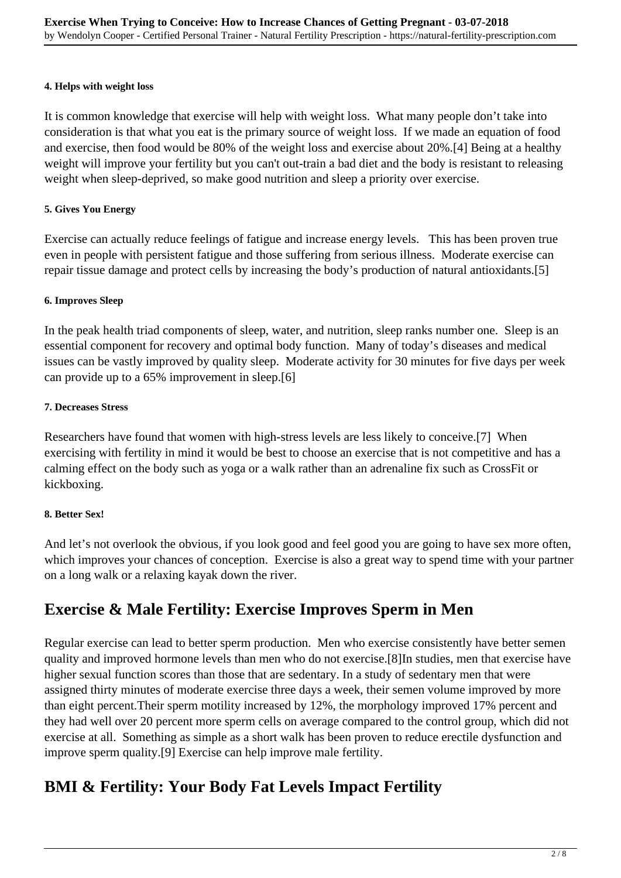#### 4. Helps with weight loss

It is common knowledge that exercise will help with weight loss. What many people don't take into consideration is that what you eat is the primary source of weight loss. If we made an equation of food and exercise, then food would be 80% of the weight loss and exercise about 20%.[4] Being at a healthy weight will improve your fertility but you can't out-train a bad diet and the body is resistant to releasing weight when sleep-deprived, so make good nutrition and sleep a priority over exercise.

#### 5. Gives You Energy

Exercise can actually reduce feelings of fatigue and increase energy levels. This has been proven true even in people with persistent fatigue and those suffering from serious illness. Moderate exercise can repair tissue damage and protect cells by increasing the body's production of natural antioxidants.[5]

#### 6. Improves Sleep

In the peak health triad components of sleep, water, and nutrition, sleep ranks number one. Sleep is an essential component for recovery and optimal body function. Many of today's diseases and medical issues can be vastly improved by quality sleep. Moderate activity for 30 minutes for five days per week can provide up to a 65% improvement in sleep.[6]

#### 7. Decreases Stress

Researchers have found that women with high-stress levels are less likely to conceive.[7] When exercising with fertility in mind it would be best to choose an exercise that is not competitive and has a calming effect on the body such as yoga or a walk rather than an adrenaline fix such as CrossFit or kickboxing.

#### 8. Better Sex!

And let's not overlook the obvious, if you look good and feel good you are going to have sex more often, which improves your chances of conception. Exercise is also a great way to spend time with your partner on a long walk or a relaxing kayak down the river.

## Exercise & Male Fertility: Exercise Improves Sperm in Men

Regular exercise can lead to better sperm production. Men who exercise consistently have better semen quality and improved hormone levels than men who do not exercise.[8]In studies, men that exercise have higher sexual function scores than those that are sedentary. In a study of sedentary men that were assigned thirty minutes of moderate exercise three days a week, their semen volume improved by more than eight percent.Their sperm motility increased by 12%, the morphology improved 17% percent and they had well over 20 percent more sperm cells on average compared to the control group, which did not exercise at all. Something as simple as a short walk has been proven to reduce erectile dysfunction and improve sperm quality.[9] Exercise can help improve male fertility.

## BMI & Fertility: Your Body Fat Levels Impact Fertility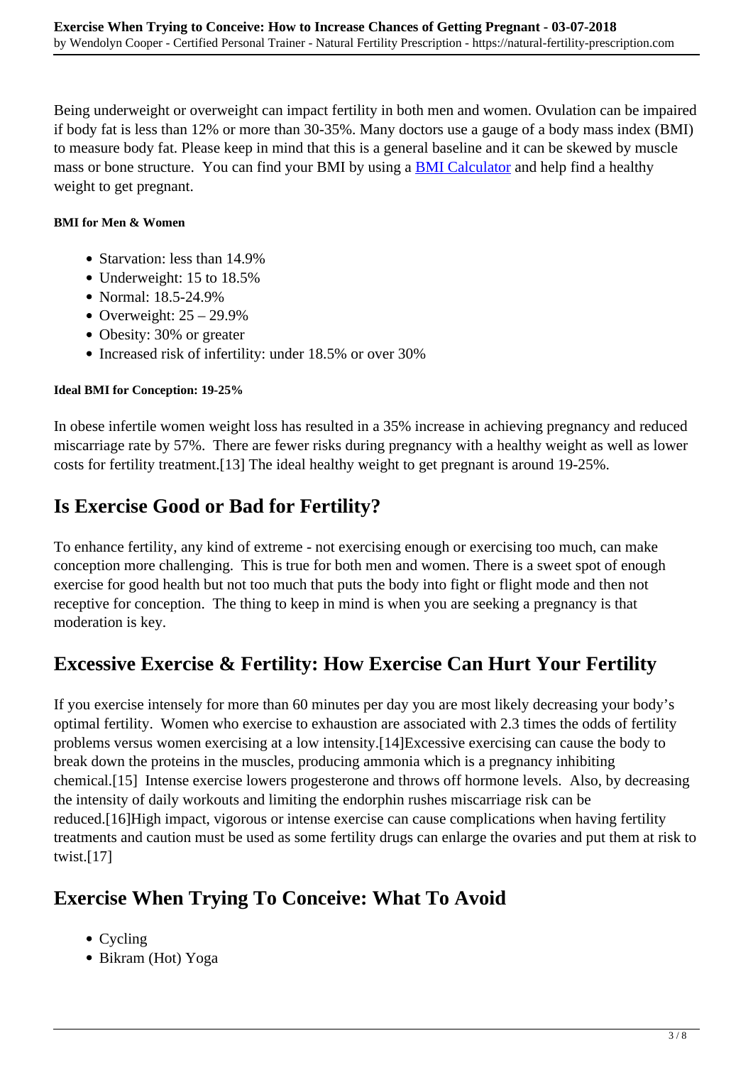Being underweight or overweight can impact fertility in both men and women. Ovulation can be impaired if body fat is less than 12% or more than 30-35%. Many doctors use a gauge of a body mass index (BMI) to measure body fat. Please keep in mind that this is a general baseline and it can be skewed by muscle mass or bone structure.  You can find your BMI by using a [BMI Calculator] and help find a healthy weight to get pregnant.

**BMI for Men & Women**

- Starvation: less than 14.9%
- Underweight: 15 to 18.5%
- Normal: 18.5-24.9%
- Overweight: 25 – 29.9%
- Obesity: 30% or greater
- Increased risk of infertility: under 18.5% or over 30%

**Ideal BMI for Conception: 19-25%**

In obese infertile women weight loss has resulted in a 35% increase in achieving pregnancy and reduced miscarriage rate by 57%.  There are fewer risks during pregnancy with a healthy weight as well as lower costs for fertility treatment.[13] The ideal healthy weight to get pregnant is around 19-25%.

## Is Exercise Good or Bad for Fertility?

To enhance fertility, any kind of extreme - not exercising enough or exercising too much, can make conception more challenging.  This is true for both men and women. There is a sweet spot of enough exercise for good health but not too much that puts the body into fight or flight mode and then not receptive for conception.  The thing to keep in mind is when you are seeking a pregnancy is that moderation is key.

## Excessive Exercise & Fertility: How Exercise Can Hurt Your Fertility

If you exercise intensely for more than 60 minutes per day you are most likely decreasing your body's optimal fertility.  Women who exercise to exhaustion are associated with 2.3 times the odds of fertility problems versus women exercising at a low intensity.[14]Excessive exercising can cause the body to break down the proteins in the muscles, producing ammonia which is a pregnancy inhibiting chemical.[15]  Intense exercise lowers progesterone and throws off hormone levels.  Also, by decreasing the intensity of daily workouts and limiting the endorphin rushes miscarriage risk can be reduced.[16]High impact, vigorous or intense exercise can cause complications when having fertility treatments and caution must be used as some fertility drugs can enlarge the ovaries and put them at risk to twist.[17]

## Exercise When Trying To Conceive: What To Avoid

- Cycling
- Bikram (Hot) Yoga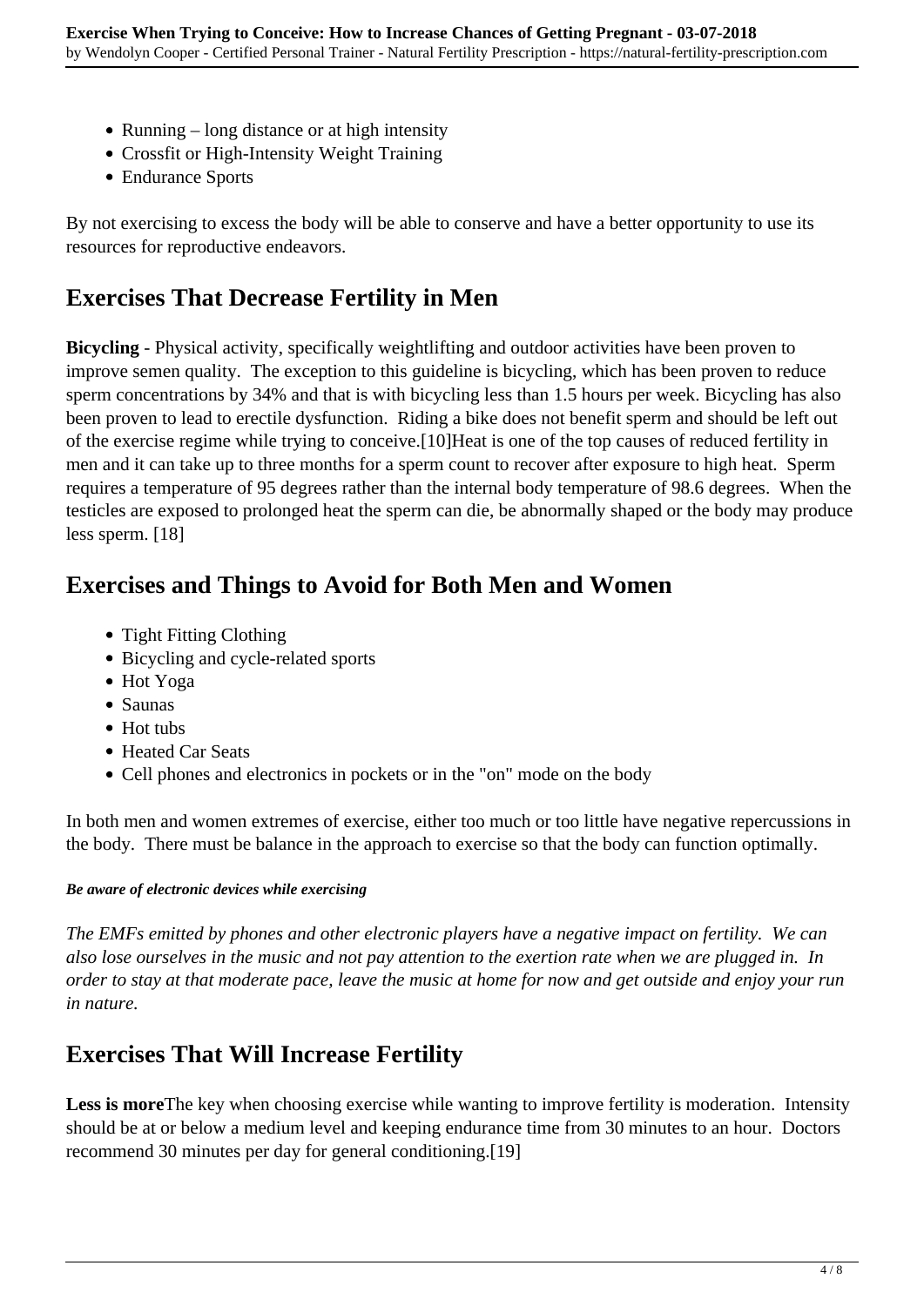- Running – long distance or at high intensity
- Crossfit or High-Intensity Weight Training
- Endurance Sports

By not exercising to excess the body will be able to conserve and have a better opportunity to use its resources for reproductive endeavors.

## Exercises That Decrease Fertility in Men

**Bicycling** - Physical activity, specifically weightlifting and outdoor activities have been proven to improve semen quality. The exception to this guideline is bicycling, which has been proven to reduce sperm concentrations by 34% and that is with bicycling less than 1.5 hours per week. Bicycling has also been proven to lead to erectile dysfunction. Riding a bike does not benefit sperm and should be left out of the exercise regime while trying to conceive.[10]Heat is one of the top causes of reduced fertility in men and it can take up to three months for a sperm count to recover after exposure to high heat. Sperm requires a temperature of 95 degrees rather than the internal body temperature of 98.6 degrees. When the testicles are exposed to prolonged heat the sperm can die, be abnormally shaped or the body may produce less sperm. [18]

## Exercises and Things to Avoid for Both Men and Women

- Tight Fitting Clothing
- Bicycling and cycle-related sports
- Hot Yoga
- Saunas
- Hot tubs
- Heated Car Seats
- Cell phones and electronics in pockets or in the "on" mode on the body

In both men and women extremes of exercise, either too much or too little have negative repercussions in the body. There must be balance in the approach to exercise so that the body can function optimally.

***Be aware of electronic devices while exercising***

*The EMFs emitted by phones and other electronic players have a negative impact on fertility. We can also lose ourselves in the music and not pay attention to the exertion rate when we are plugged in. In order to stay at that moderate pace, leave the music at home for now and get outside and enjoy your run in nature.*

## Exercises That Will Increase Fertility

**Less is more**The key when choosing exercise while wanting to improve fertility is moderation. Intensity should be at or below a medium level and keeping endurance time from 30 minutes to an hour. Doctors recommend 30 minutes per day for general conditioning.[19]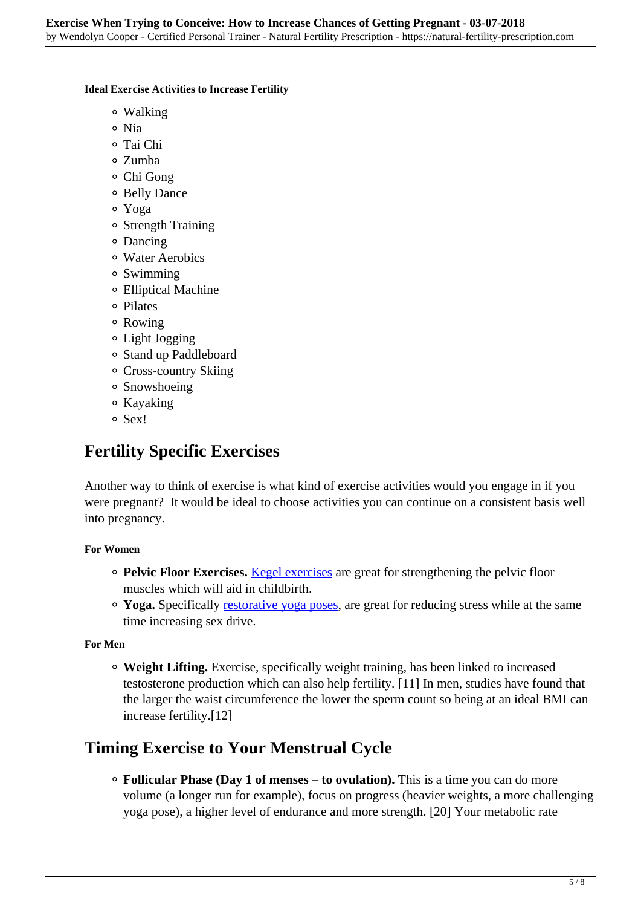#### Ideal Exercise Activities to Increase Fertility

- Walking
- Nia
- Tai Chi
- Zumba
- Chi Gong
- Belly Dance
- Yoga
- Strength Training
- Dancing
- Water Aerobics
- Swimming
- Elliptical Machine
- Pilates
- Rowing
- Light Jogging
- Stand up Paddleboard
- Cross-country Skiing
- Snowshoeing
- Kayaking
- Sex!

## Fertility Specific Exercises

Another way to think of exercise is what kind of exercise activities would you engage in if you were pregnant? It would be ideal to choose activities you can continue on a consistent basis well into pregnancy.

#### For Women

- **Pelvic Floor Exercises.** Kegel exercises are great for strengthening the pelvic floor muscles which will aid in childbirth.
- **Yoga.** Specifically restorative yoga poses, are great for reducing stress while at the same time increasing sex drive.

#### For Men

- **Weight Lifting.** Exercise, specifically weight training, has been linked to increased testosterone production which can also help fertility. [11] In men, studies have found that the larger the waist circumference the lower the sperm count so being at an ideal BMI can increase fertility.[12]

## Timing Exercise to Your Menstrual Cycle

- **Follicular Phase (Day 1 of menses – to ovulation).** This is a time you can do more volume (a longer run for example), focus on progress (heavier weights, a more challenging yoga pose), a higher level of endurance and more strength. [20] Your metabolic rate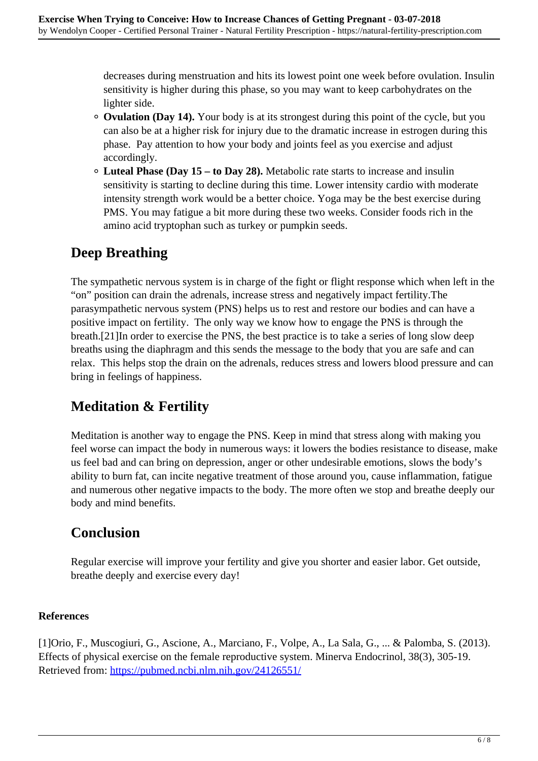decreases during menstruation and hits its lowest point one week before ovulation. Insulin sensitivity is higher during this phase, so you may want to keep carbohydrates on the lighter side.

- **Ovulation (Day 14).** Your body is at its strongest during this point of the cycle, but you can also be at a higher risk for injury due to the dramatic increase in estrogen during this phase.  Pay attention to how your body and joints feel as you exercise and adjust accordingly.
- **Luteal Phase (Day 15 – to Day 28).** Metabolic rate starts to increase and insulin sensitivity is starting to decline during this time. Lower intensity cardio with moderate intensity strength work would be a better choice. Yoga may be the best exercise during PMS. You may fatigue a bit more during these two weeks. Consider foods rich in the amino acid tryptophan such as turkey or pumpkin seeds.

## Deep Breathing

The sympathetic nervous system is in charge of the fight or flight response which when left in the "on" position can drain the adrenals, increase stress and negatively impact fertility.The parasympathetic nervous system (PNS) helps us to rest and restore our bodies and can have a positive impact on fertility.  The only way we know how to engage the PNS is through the breath.[21]In order to exercise the PNS, the best practice is to take a series of long slow deep breaths using the diaphragm and this sends the message to the body that you are safe and can relax.  This helps stop the drain on the adrenals, reduces stress and lowers blood pressure and can bring in feelings of happiness.

## Meditation & Fertility

Meditation is another way to engage the PNS. Keep in mind that stress along with making you feel worse can impact the body in numerous ways: it lowers the bodies resistance to disease, make us feel bad and can bring on depression, anger or other undesirable emotions, slows the body's ability to burn fat, can incite negative treatment of those around you, cause inflammation, fatigue and numerous other negative impacts to the body. The more often we stop and breathe deeply our body and mind benefits.

## Conclusion

Regular exercise will improve your fertility and give you shorter and easier labor. Get outside, breathe deeply and exercise every day!

**References**

[1]Orio, F., Muscogiuri, G., Ascione, A., Marciano, F., Volpe, A., La Sala, G., ... & Palomba, S. (2013). Effects of physical exercise on the female reproductive system. Minerva Endocrinol, 38(3), 305-19. Retrieved from: https://pubmed.ncbi.nlm.nih.gov/24126551/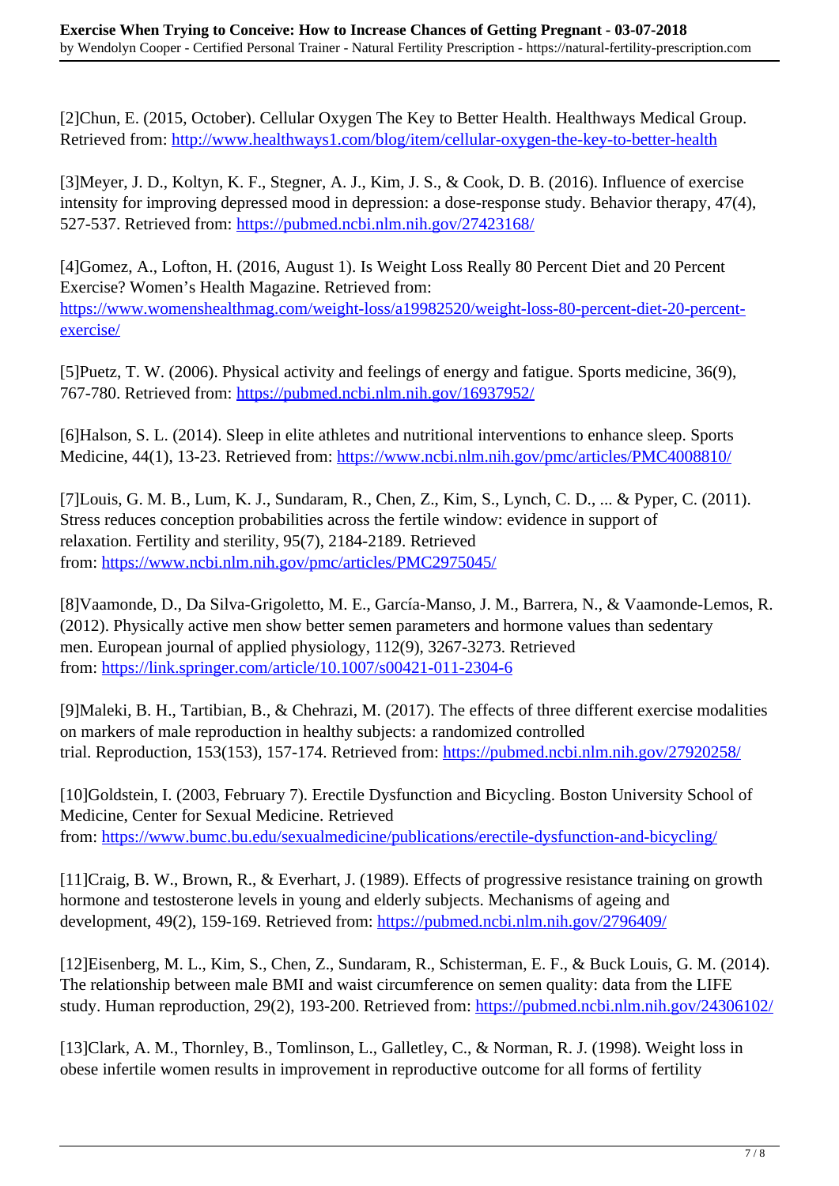[2]Chun, E. (2015, October). Cellular Oxygen The Key to Better Health. Healthways Medical Group. Retrieved from: [http://www.healthways1.com/blog/item/cellular-oxygen-the-key-to-better-health](http://www.healthways1.com/blog/item/cellular-oxygen-the-key-to-better-health)

[3]Meyer, J. D., Koltyn, K. F., Stegner, A. J., Kim, J. S., & Cook, D. B. (2016). Influence of exercise intensity for improving depressed mood in depression: a dose-response study. Behavior therapy, 47(4), 527-537. Retrieved from: [https://pubmed.ncbi.nlm.nih.gov/27423168/](https://pubmed.ncbi.nlm.nih.gov/27423168/)

[4]Gomez, A., Lofton, H. (2016, August 1). Is Weight Loss Really 80 Percent Diet and 20 Percent Exercise? Women's Health Magazine. Retrieved from: [https://www.womenshealthmag.com/weight-loss/a19982520/weight-loss-80-percent-diet-20-percent-exercise/](https://www.womenshealthmag.com/weight-loss/a19982520/weight-loss-80-percent-diet-20-percent-exercise/)

[5]Puetz, T. W. (2006). Physical activity and feelings of energy and fatigue. Sports medicine, 36(9), 767-780. Retrieved from: [https://pubmed.ncbi.nlm.nih.gov/16937952/](https://pubmed.ncbi.nlm.nih.gov/16937952/)

[6]Halson, S. L. (2014). Sleep in elite athletes and nutritional interventions to enhance sleep. Sports Medicine, 44(1), 13-23. Retrieved from: [https://www.ncbi.nlm.nih.gov/pmc/articles/PMC4008810/](https://www.ncbi.nlm.nih.gov/pmc/articles/PMC4008810/)

[7]Louis, G. M. B., Lum, K. J., Sundaram, R., Chen, Z., Kim, S., Lynch, C. D., ... & Pyper, C. (2011). Stress reduces conception probabilities across the fertile window: evidence in support of relaxation. Fertility and sterility, 95(7), 2184-2189. Retrieved from: [https://www.ncbi.nlm.nih.gov/pmc/articles/PMC2975045/](https://www.ncbi.nlm.nih.gov/pmc/articles/PMC2975045/)

[8]Vaamonde, D., Da Silva-Grigoletto, M. E., García-Manso, J. M., Barrera, N., & Vaamonde-Lemos, R. (2012). Physically active men show better semen parameters and hormone values than sedentary men. European journal of applied physiology, 112(9), 3267-3273. Retrieved from: [https://link.springer.com/article/10.1007/s00421-011-2304-6](https://link.springer.com/article/10.1007/s00421-011-2304-6)

[9]Maleki, B. H., Tartibian, B., & Chehrazi, M. (2017). The effects of three different exercise modalities on markers of male reproduction in healthy subjects: a randomized controlled trial. Reproduction, 153(153), 157-174. Retrieved from: [https://pubmed.ncbi.nlm.nih.gov/27920258/](https://pubmed.ncbi.nlm.nih.gov/27920258/)

[10]Goldstein, I. (2003, February 7). Erectile Dysfunction and Bicycling. Boston University School of Medicine, Center for Sexual Medicine. Retrieved from: [https://www.bumc.bu.edu/sexualmedicine/publications/erectile-dysfunction-and-bicycling/](https://www.bumc.bu.edu/sexualmedicine/publications/erectile-dysfunction-and-bicycling/)

[11]Craig, B. W., Brown, R., & Everhart, J. (1989). Effects of progressive resistance training on growth hormone and testosterone levels in young and elderly subjects. Mechanisms of ageing and development, 49(2), 159-169. Retrieved from: [https://pubmed.ncbi.nlm.nih.gov/2796409/](https://pubmed.ncbi.nlm.nih.gov/2796409/)

[12]Eisenberg, M. L., Kim, S., Chen, Z., Sundaram, R., Schisterman, E. F., & Buck Louis, G. M. (2014). The relationship between male BMI and waist circumference on semen quality: data from the LIFE study. Human reproduction, 29(2), 193-200. Retrieved from: [https://pubmed.ncbi.nlm.nih.gov/24306102/](https://pubmed.ncbi.nlm.nih.gov/24306102/)

[13]Clark, A. M., Thornley, B., Tomlinson, L., Galletley, C., & Norman, R. J. (1998). Weight loss in obese infertile women results in improvement in reproductive outcome for all forms of fertility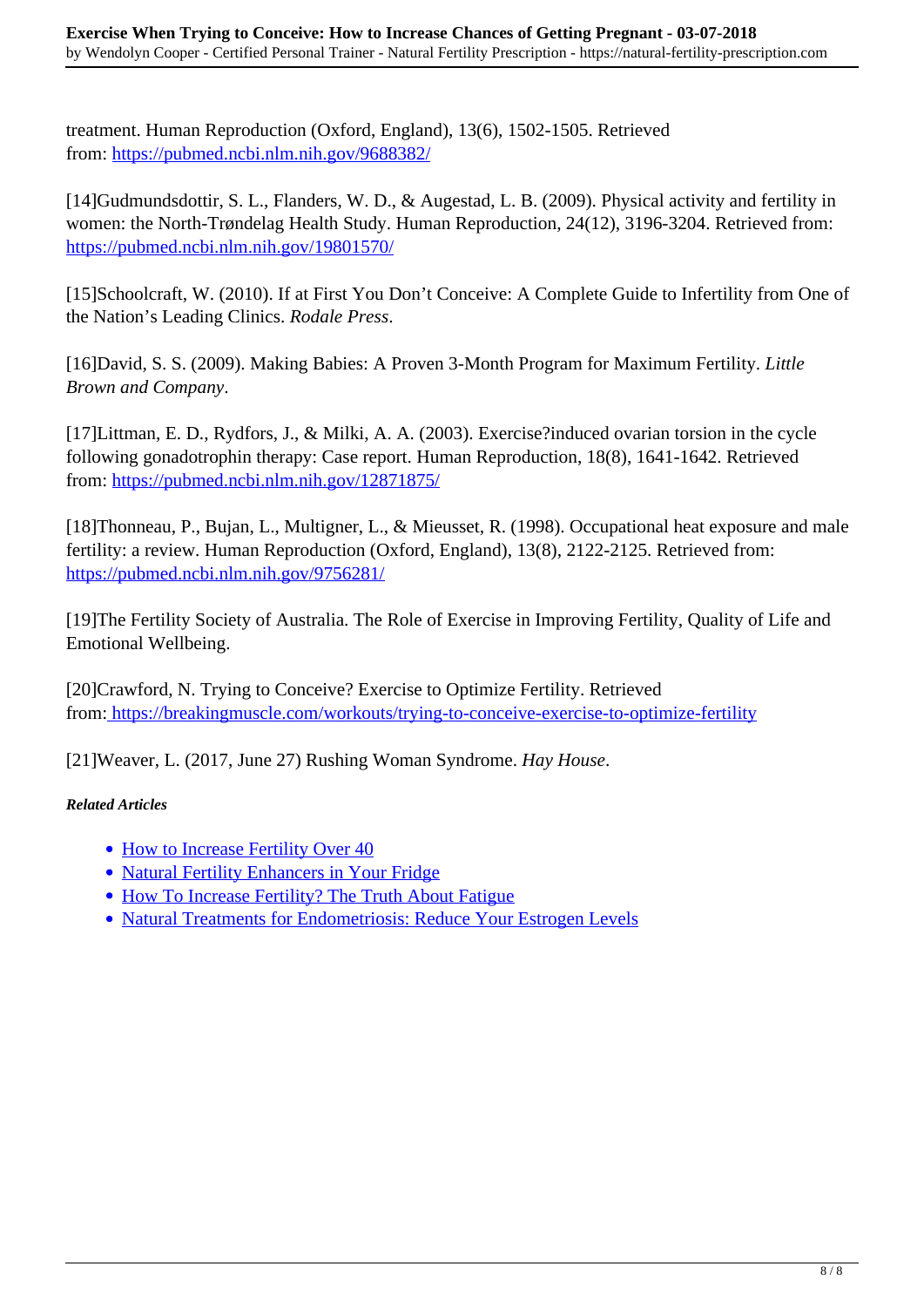treatment. Human Reproduction (Oxford, England), 13(6), 1502-1505. Retrieved from: https://pubmed.ncbi.nlm.nih.gov/9688382/

[14]Gudmundsdottir, S. L., Flanders, W. D., & Augestad, L. B. (2009). Physical activity and fertility in women: the North-Trøndelag Health Study. Human Reproduction, 24(12), 3196-3204. Retrieved from: https://pubmed.ncbi.nlm.nih.gov/19801570/

[15]Schoolcraft, W. (2010). If at First You Don't Conceive: A Complete Guide to Infertility from One of the Nation's Leading Clinics. *Rodale Press*.

[16]David, S. S. (2009). Making Babies: A Proven 3-Month Program for Maximum Fertility. *Little Brown and Company*.

[17]Littman, E. D., Rydfors, J., & Milki, A. A. (2003). Exercise?induced ovarian torsion in the cycle following gonadotrophin therapy: Case report. Human Reproduction, 18(8), 1641-1642. Retrieved from: https://pubmed.ncbi.nlm.nih.gov/12871875/

[18]Thonneau, P., Bujan, L., Multigner, L., & Mieusset, R. (1998). Occupational heat exposure and male fertility: a review. Human Reproduction (Oxford, England), 13(8), 2122-2125. Retrieved from: https://pubmed.ncbi.nlm.nih.gov/9756281/

[19]The Fertility Society of Australia. The Role of Exercise in Improving Fertility, Quality of Life and Emotional Wellbeing.

[20]Crawford, N. Trying to Conceive? Exercise to Optimize Fertility. Retrieved from: https://breakingmuscle.com/workouts/trying-to-conceive-exercise-to-optimize-fertility

[21]Weaver, L. (2017, June 27) Rushing Woman Syndrome. *Hay House*.

***Related Articles***

- How to Increase Fertility Over 40
- Natural Fertility Enhancers in Your Fridge
- How To Increase Fertility? The Truth About Fatigue
- Natural Treatments for Endometriosis: Reduce Your Estrogen Levels